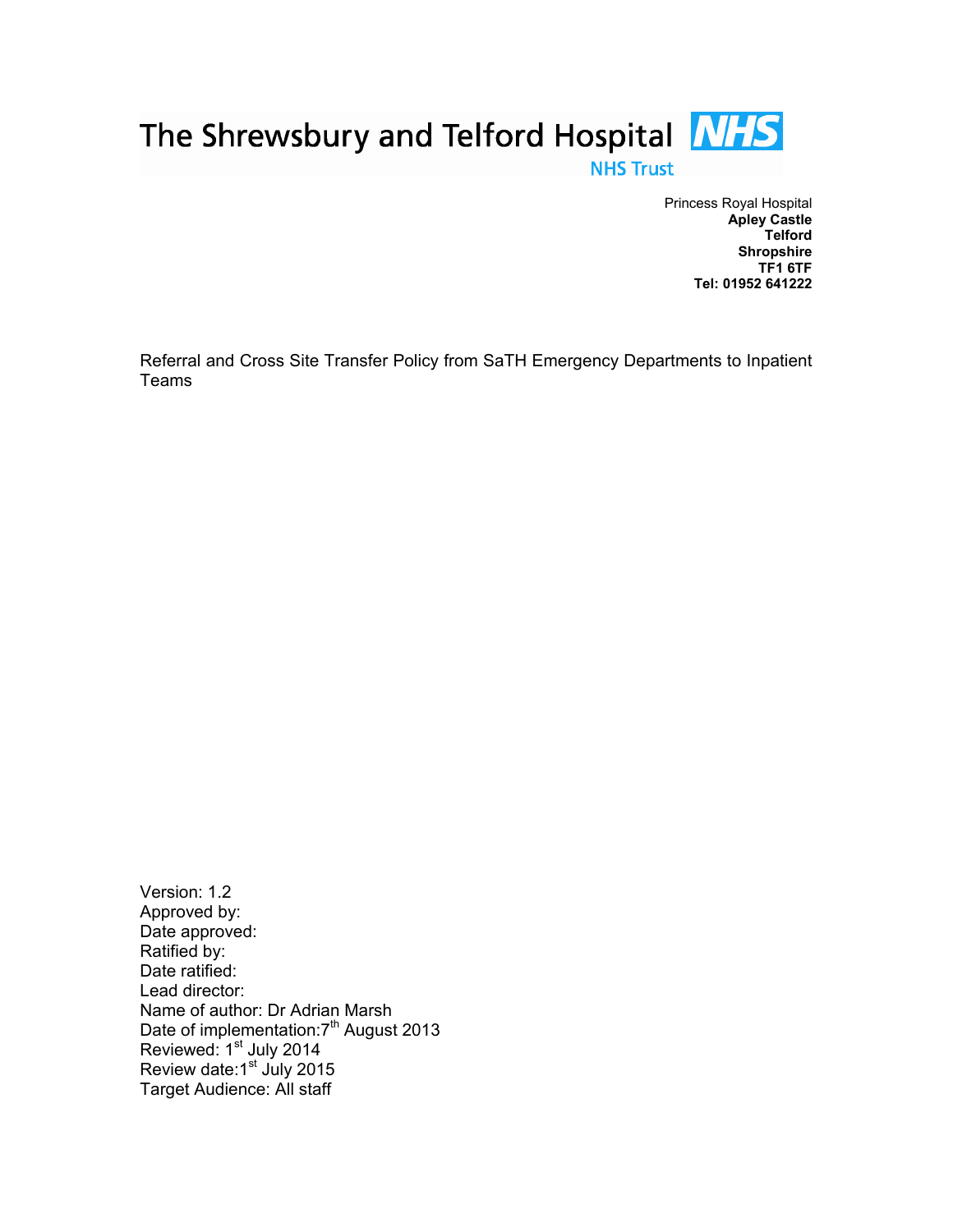The Shrewsbury and Telford Hospital **NHS**
NHS Trust

Princess Royal Hospital
**Apley Castle**
**Telford**
**Shropshire**
**TF1 6TF**
**Tel: 01952 641222**

Referral and Cross Site Transfer Policy from SaTH Emergency Departments to Inpatient Teams

Version: 1.2
Approved by:
Date approved:
Ratified by:
Date ratified:
Lead director:
Name of author: Dr Adrian Marsh
Date of implementation: 7th August 2013
Reviewed: 1st July 2014
Review date: 1st July 2015
Target Audience: All staff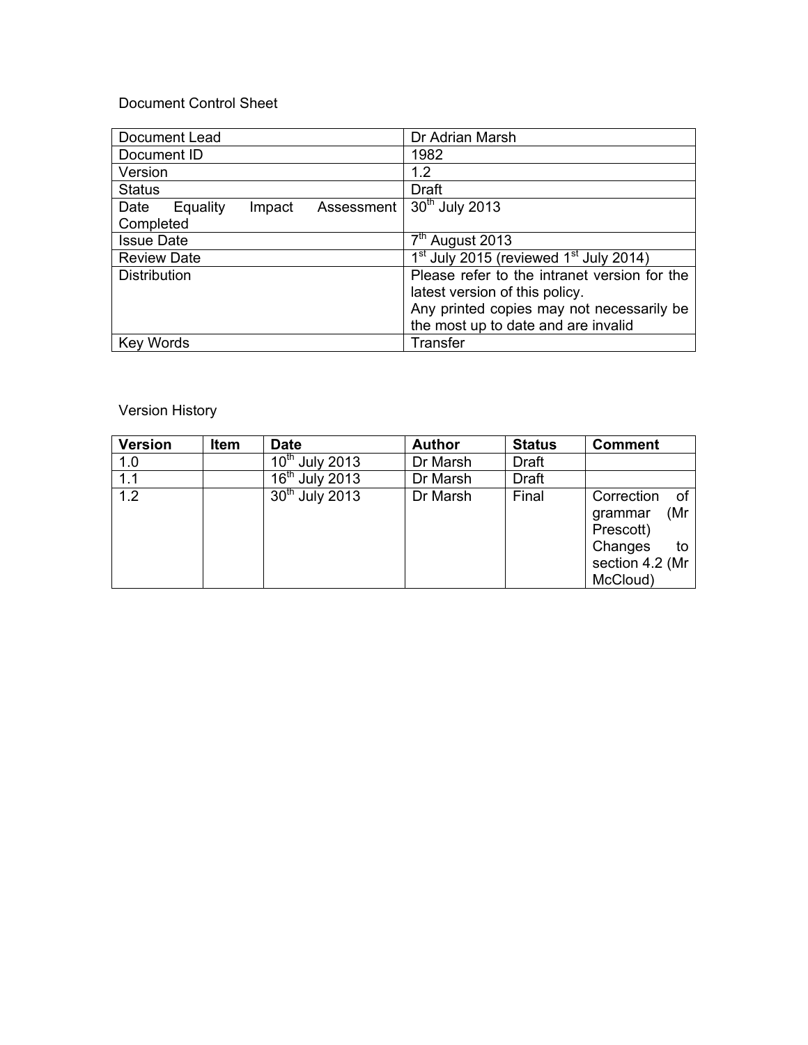Document Control Sheet

| Document Lead | Dr Adrian Marsh |
|---|---|
| Document ID | 1982 |
| Version | 1.2 |
| Status | Draft |
| Date Equality Impact Assessment Completed | 30th July 2013 |
| Issue Date | 7th August 2013 |
| Review Date | 1st July 2015 (reviewed 1st July 2014) |
| Distribution | Please refer to the intranet version for the latest version of this policy.<br>Any printed copies may not necessarily be the most up to date and are invalid |
| Key Words | Transfer |

Version History

| Version | Item | Date | Author | Status | Comment |
|---|---|---|---|---|---|
| 1.0 | | 10th July 2013 | Dr Marsh | Draft | |
| 1.1 | | 16th July 2013 | Dr Marsh | Draft | |
| 1.2 | | 30th July 2013 | Dr Marsh | Final | Correction of grammar (Mr Prescott)<br>Changes to section 4.2 (Mr McCloud) |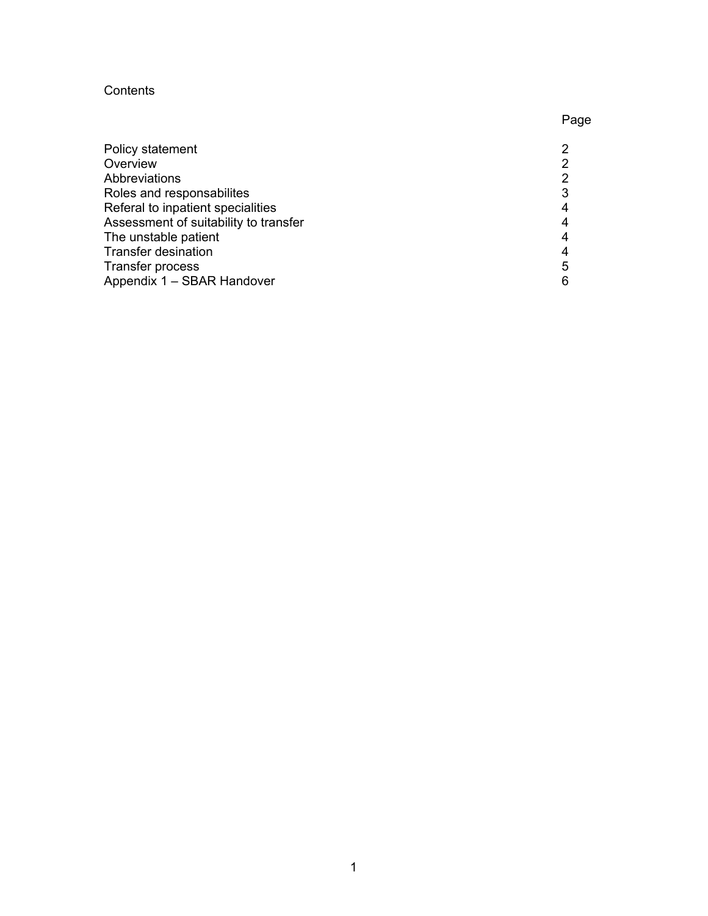Contents

| | Page |
|---|---|
| Policy statement | 2 |
| Overview | 2 |
| Abbreviations | 2 |
| Roles and responsabilites | 3 |
| Referal to inpatient specialities | 4 |
| Assessment of suitability to transfer | 4 |
| The unstable patient | 4 |
| Transfer desination | 4 |
| Transfer process | 5 |
| Appendix 1 – SBAR Handover | 6 |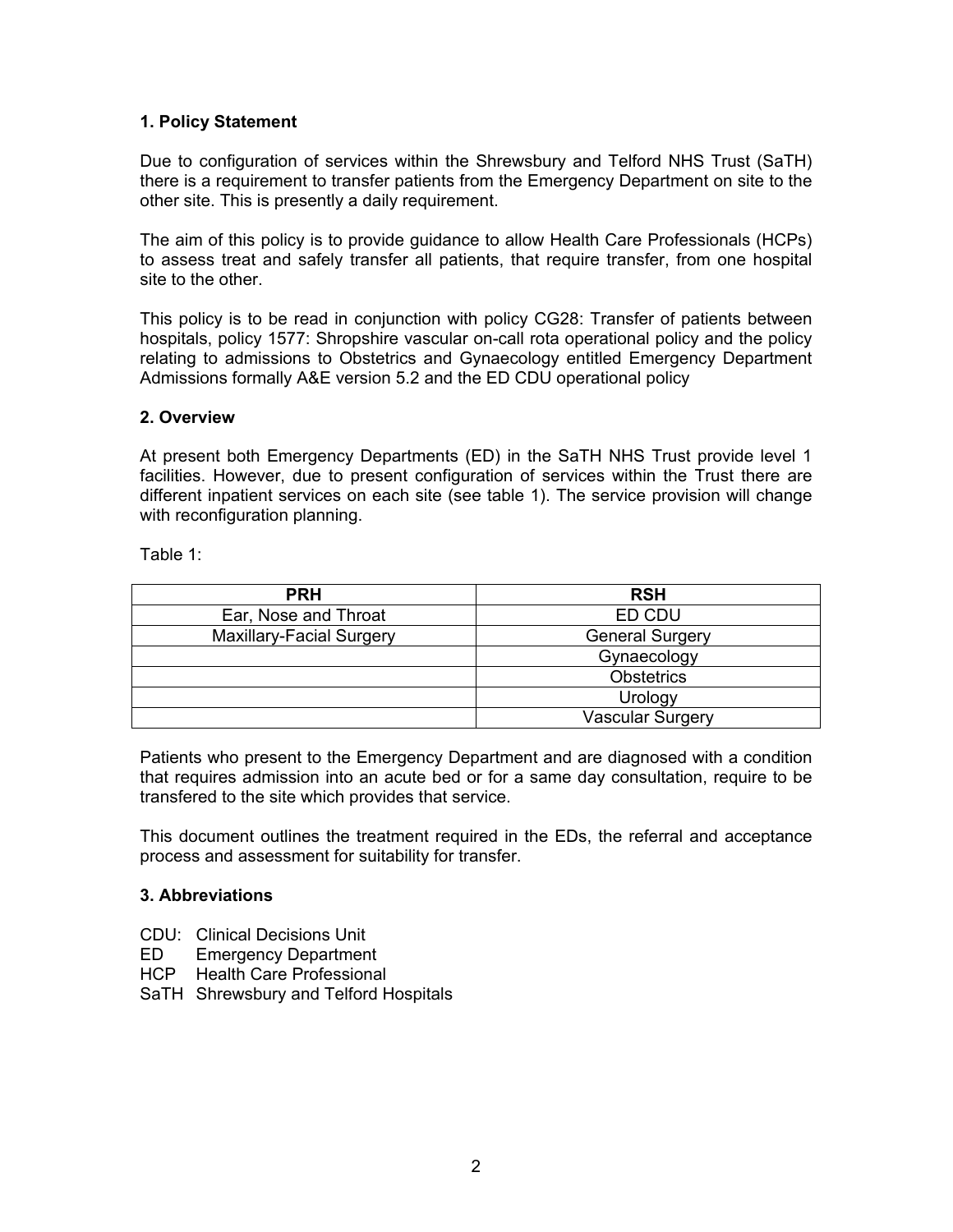## 1. Policy Statement

Due to configuration of services within the Shrewsbury and Telford NHS Trust (SaTH) there is a requirement to transfer patients from the Emergency Department on site to the other site. This is presently a daily requirement.

The aim of this policy is to provide guidance to allow Health Care Professionals (HCPs) to assess treat and safely transfer all patients, that require transfer, from one hospital site to the other.

This policy is to be read in conjunction with policy CG28: Transfer of patients between hospitals, policy 1577: Shropshire vascular on-call rota operational policy and the policy relating to admissions to Obstetrics and Gynaecology entitled Emergency Department Admissions formally A&E version 5.2 and the ED CDU operational policy

## 2. Overview

At present both Emergency Departments (ED) in the SaTH NHS Trust provide level 1 facilities. However, due to present configuration of services within the Trust there are different inpatient services on each site (see table 1). The service provision will change with reconfiguration planning.

Table 1:

| PRH | RSH |
|---|---|
| Ear, Nose and Throat | ED CDU |
| Maxillary-Facial Surgery | General Surgery |
| | Gynaecology |
| | Obstetrics |
| | Urology |
| | Vascular Surgery |

Patients who present to the Emergency Department and are diagnosed with a condition that requires admission into an acute bed or for a same day consultation, require to be transfered to the site which provides that service.

This document outlines the treatment required in the EDs, the referral and acceptance process and assessment for suitability for transfer.

## 3. Abbreviations

- CDU: Clinical Decisions Unit
- ED Emergency Department
- HCP Health Care Professional
- SaTH Shrewsbury and Telford Hospitals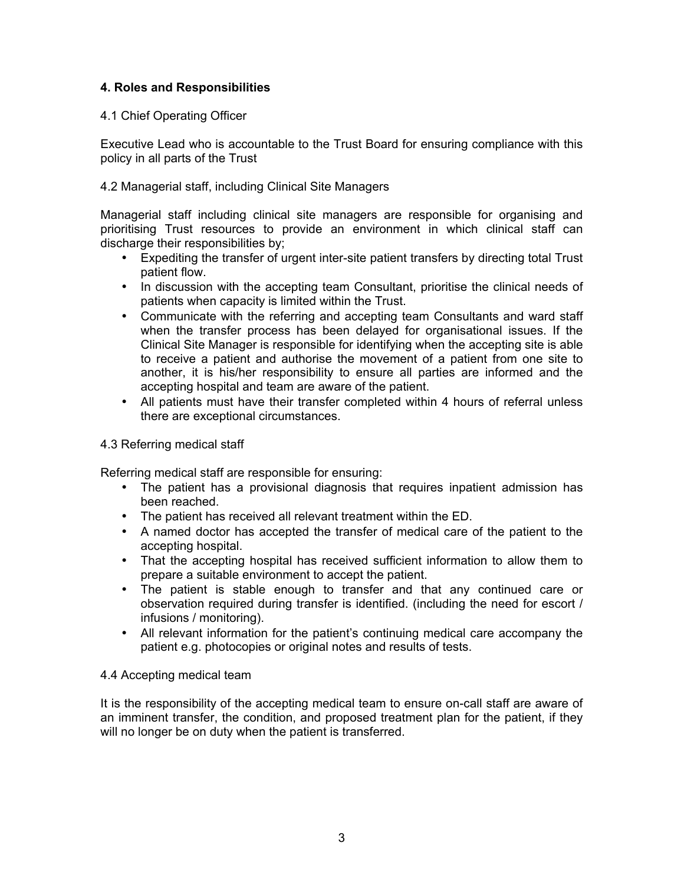## 4. Roles and Responsibilities

### 4.1 Chief Operating Officer

Executive Lead who is accountable to the Trust Board for ensuring compliance with this policy in all parts of the Trust

### 4.2 Managerial staff, including Clinical Site Managers

Managerial staff including clinical site managers are responsible for organising and prioritising Trust resources to provide an environment in which clinical staff can discharge their responsibilities by;

- Expediting the transfer of urgent inter-site patient transfers by directing total Trust patient flow.
- In discussion with the accepting team Consultant, prioritise the clinical needs of patients when capacity is limited within the Trust.
- Communicate with the referring and accepting team Consultants and ward staff when the transfer process has been delayed for organisational issues. If the Clinical Site Manager is responsible for identifying when the accepting site is able to receive a patient and authorise the movement of a patient from one site to another, it is his/her responsibility to ensure all parties are informed and the accepting hospital and team are aware of the patient.
- All patients must have their transfer completed within 4 hours of referral unless there are exceptional circumstances.

### 4.3 Referring medical staff

Referring medical staff are responsible for ensuring:

- The patient has a provisional diagnosis that requires inpatient admission has been reached.
- The patient has received all relevant treatment within the ED.
- A named doctor has accepted the transfer of medical care of the patient to the accepting hospital.
- That the accepting hospital has received sufficient information to allow them to prepare a suitable environment to accept the patient.
- The patient is stable enough to transfer and that any continued care or observation required during transfer is identified. (including the need for escort / infusions / monitoring).
- All relevant information for the patient's continuing medical care accompany the patient e.g. photocopies or original notes and results of tests.

### 4.4 Accepting medical team

It is the responsibility of the accepting medical team to ensure on-call staff are aware of an imminent transfer, the condition, and proposed treatment plan for the patient, if they will no longer be on duty when the patient is transferred.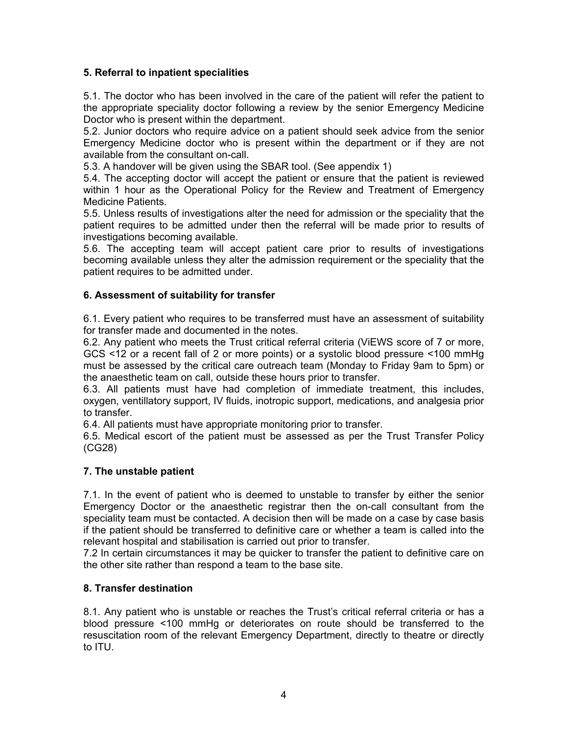### 5. Referral to inpatient specialities

5.1. The doctor who has been involved in the care of the patient will refer the patient to the appropriate speciality doctor following a review by the senior Emergency Medicine Doctor who is present within the department.

5.2. Junior doctors who require advice on a patient should seek advice from the senior Emergency Medicine doctor who is present within the department or if they are not available from the consultant on-call.

5.3. A handover will be given using the SBAR tool. (See appendix 1)

5.4. The accepting doctor will accept the patient or ensure that the patient is reviewed within 1 hour as the Operational Policy for the Review and Treatment of Emergency Medicine Patients.

5.5. Unless results of investigations alter the need for admission or the speciality that the patient requires to be admitted under then the referral will be made prior to results of investigations becoming available.

5.6. The accepting team will accept patient care prior to results of investigations becoming available unless they alter the admission requirement or the speciality that the patient requires to be admitted under.

### 6. Assessment of suitability for transfer

6.1. Every patient who requires to be transferred must have an assessment of suitability for transfer made and documented in the notes.

6.2. Any patient who meets the Trust critical referral criteria (ViEWS score of 7 or more, GCS <12 or a recent fall of 2 or more points) or a systolic blood pressure <100 mmHg must be assessed by the critical care outreach team (Monday to Friday 9am to 5pm) or the anaesthetic team on call, outside these hours prior to transfer.

6.3. All patients must have had completion of immediate treatment, this includes, oxygen, ventillatory support, IV fluids, inotropic support, medications, and analgesia prior to transfer.

6.4. All patients must have appropriate monitoring prior to transfer.

6.5. Medical escort of the patient must be assessed as per the Trust Transfer Policy (CG28)

### 7. The unstable patient

7.1. In the event of patient who is deemed to unstable to transfer by either the senior Emergency Doctor or the anaesthetic registrar then the on-call consultant from the speciality team must be contacted. A decision then will be made on a case by case basis if the patient should be transferred to definitive care or whether a team is called into the relevant hospital and stabilisation is carried out prior to transfer.

7.2 In certain circumstances it may be quicker to transfer the patient to definitive care on the other site rather than respond a team to the base site.

### 8. Transfer destination

8.1. Any patient who is unstable or reaches the Trust's critical referral criteria or has a blood pressure <100 mmHg or deteriorates on route should be transferred to the resuscitation room of the relevant Emergency Department, directly to theatre or directly to ITU.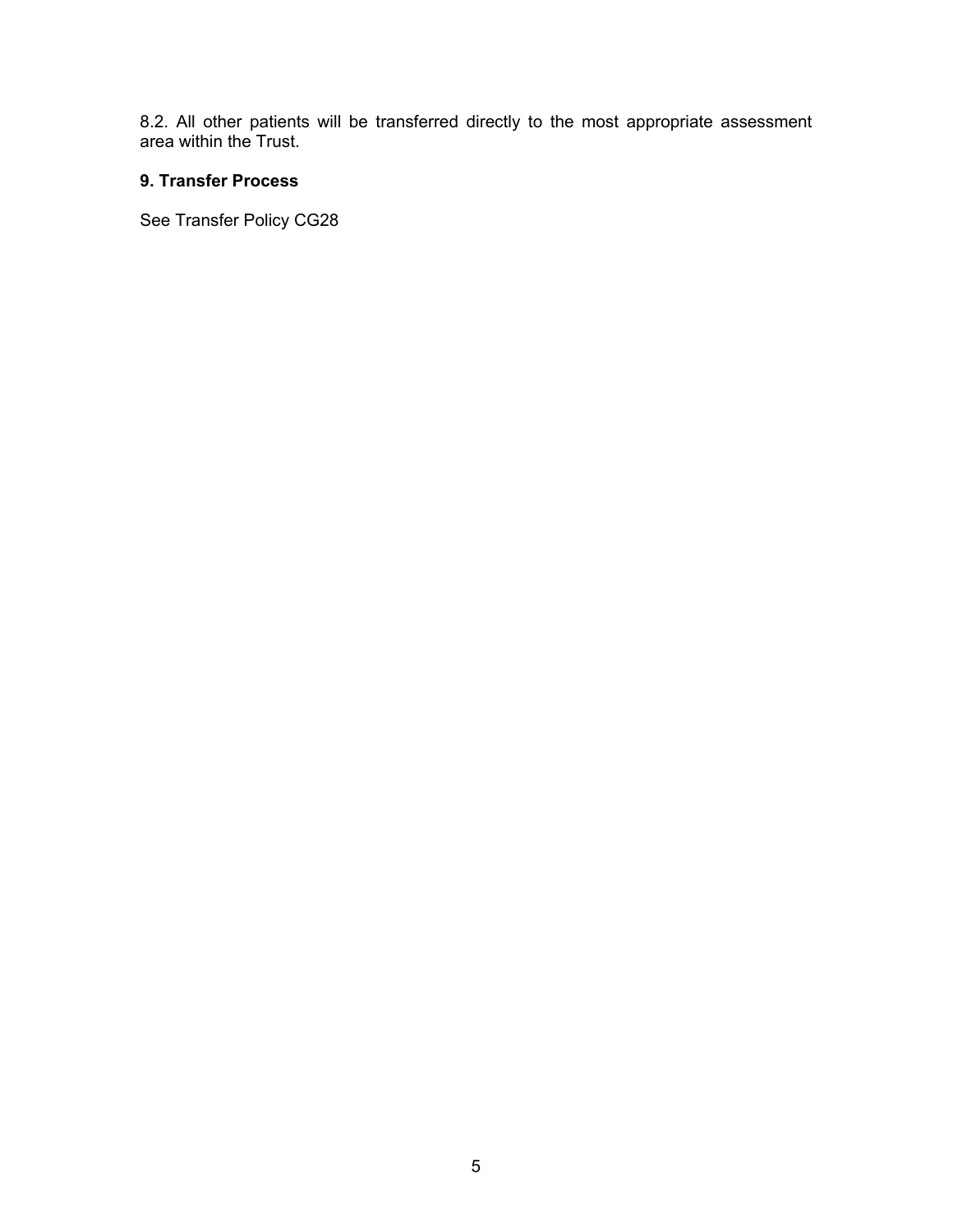8.2. All other patients will be transferred directly to the most appropriate assessment area within the Trust.

## 9. Transfer Process

See Transfer Policy CG28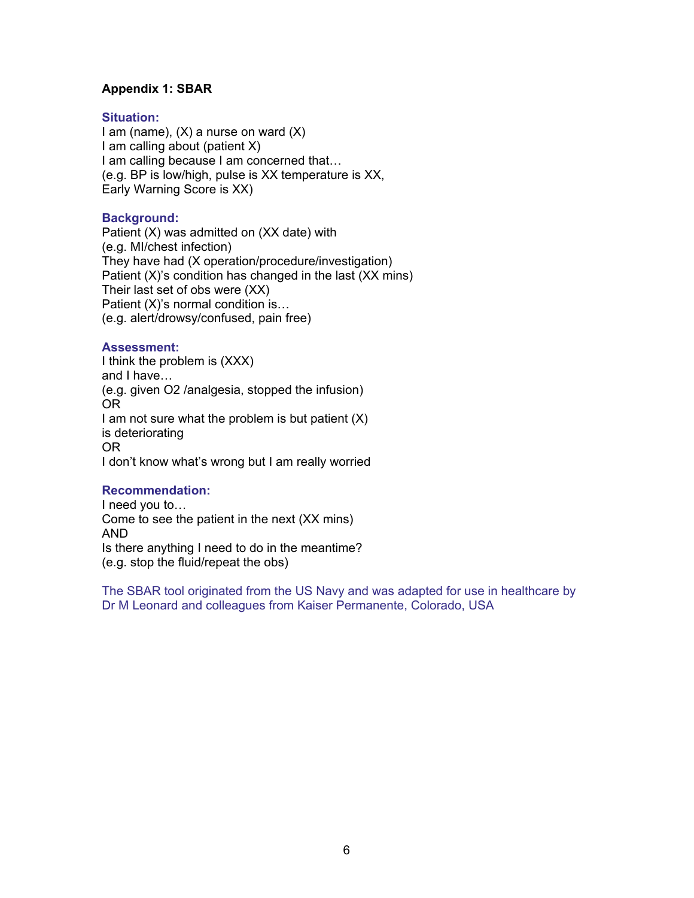## Appendix 1: SBAR

**Situation:**

I am (name), (X) a nurse on ward (X)
I am calling about (patient X)
I am calling because I am concerned that…
(e.g. BP is low/high, pulse is XX temperature is XX,
Early Warning Score is XX)

**Background:**

Patient (X) was admitted on (XX date) with
(e.g. MI/chest infection)
They have had (X operation/procedure/investigation)
Patient (X)'s condition has changed in the last (XX mins)
Their last set of obs were (XX)
Patient (X)'s normal condition is…
(e.g. alert/drowsy/confused, pain free)

**Assessment:**

I think the problem is (XXX)
and I have…
(e.g. given O2 /analgesia, stopped the infusion)
OR
I am not sure what the problem is but patient (X)
is deteriorating
OR
I don't know what's wrong but I am really worried

**Recommendation:**

I need you to…
Come to see the patient in the next (XX mins)
AND
Is there anything I need to do in the meantime?
(e.g. stop the fluid/repeat the obs)

The SBAR tool originated from the US Navy and was adapted for use in healthcare by Dr M Leonard and colleagues from Kaiser Permanente, Colorado, USA